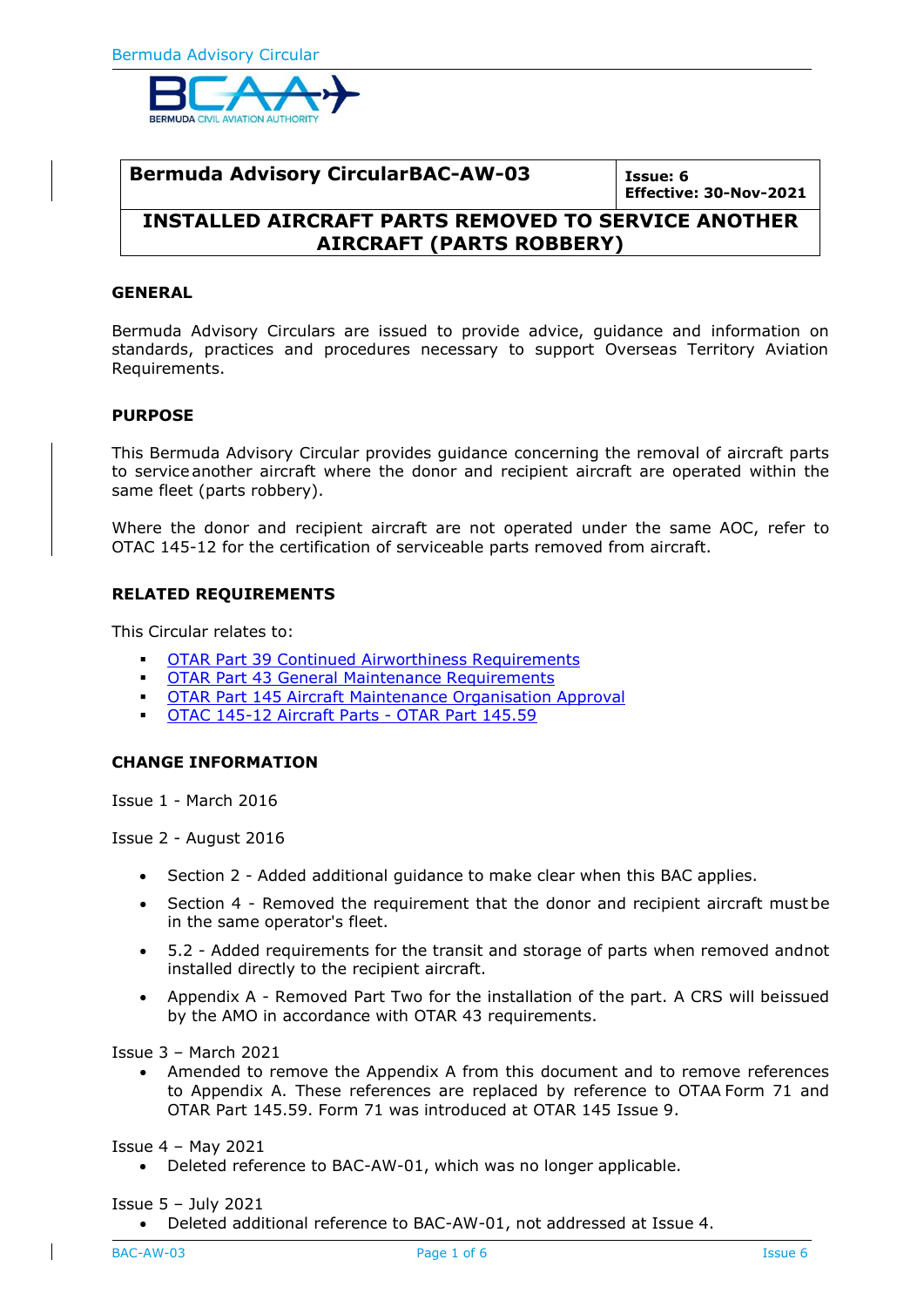| **Bermuda Advisory CircularBAC-AW-03** | **Issue: 6**<br>**Effective: 30-Nov-2021** |
|---|---|
| **INSTALLED AIRCRAFT PARTS REMOVED TO SERVICE ANOTHER AIRCRAFT (PARTS ROBBERY)** | |

## GENERAL

Bermuda Advisory Circulars are issued to provide advice, guidance and information on standards, practices and procedures necessary to support Overseas Territory Aviation Requirements.

## PURPOSE

This Bermuda Advisory Circular provides guidance concerning the removal of aircraft parts to service another aircraft where the donor and recipient aircraft are operated within the same fleet (parts robbery).

Where the donor and recipient aircraft are not operated under the same AOC, refer to OTAC 145-12 for the certification of serviceable parts removed from aircraft.

## RELATED REQUIREMENTS

This Circular relates to:

- OTAR Part 39 Continued Airworthiness Requirements
- OTAR Part 43 General Maintenance Requirements
- OTAR Part 145 Aircraft Maintenance Organisation Approval
- OTAC 145-12 Aircraft Parts - OTAR Part 145.59

## CHANGE INFORMATION

Issue 1 - March 2016

Issue 2 - August 2016

- Section 2 - Added additional guidance to make clear when this BAC applies.
- Section 4 - Removed the requirement that the donor and recipient aircraft must be in the same operator's fleet.
- 5.2 - Added requirements for the transit and storage of parts when removed and not installed directly to the recipient aircraft.
- Appendix A - Removed Part Two for the installation of the part. A CRS will be issued by the AMO in accordance with OTAR 43 requirements.

Issue 3 – March 2021

- Amended to remove the Appendix A from this document and to remove references to Appendix A. These references are replaced by reference to OTAA Form 71 and OTAR Part 145.59. Form 71 was introduced at OTAR 145 Issue 9.

Issue 4 – May 2021

- Deleted reference to BAC-AW-01, which was no longer applicable.

Issue 5 – July 2021

- Deleted additional reference to BAC-AW-01, not addressed at Issue 4.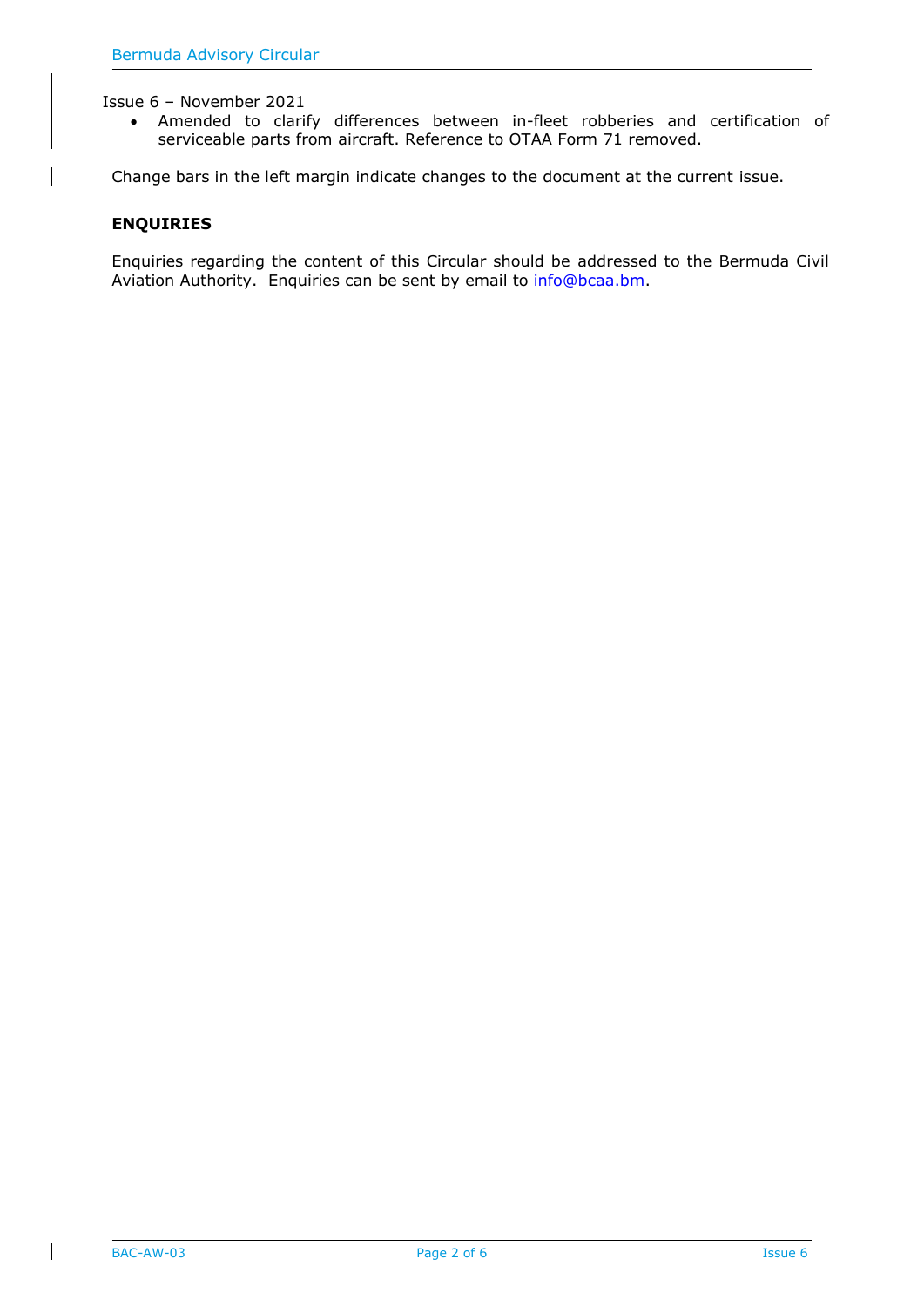Issue 6 – November 2021

- Amended to clarify differences between in-fleet robberies and certification of serviceable parts from aircraft. Reference to OTAA Form 71 removed.

Change bars in the left margin indicate changes to the document at the current issue.

**ENQUIRIES**

Enquiries regarding the content of this Circular should be addressed to the Bermuda Civil Aviation Authority. Enquiries can be sent by email to info@bcaa.bm.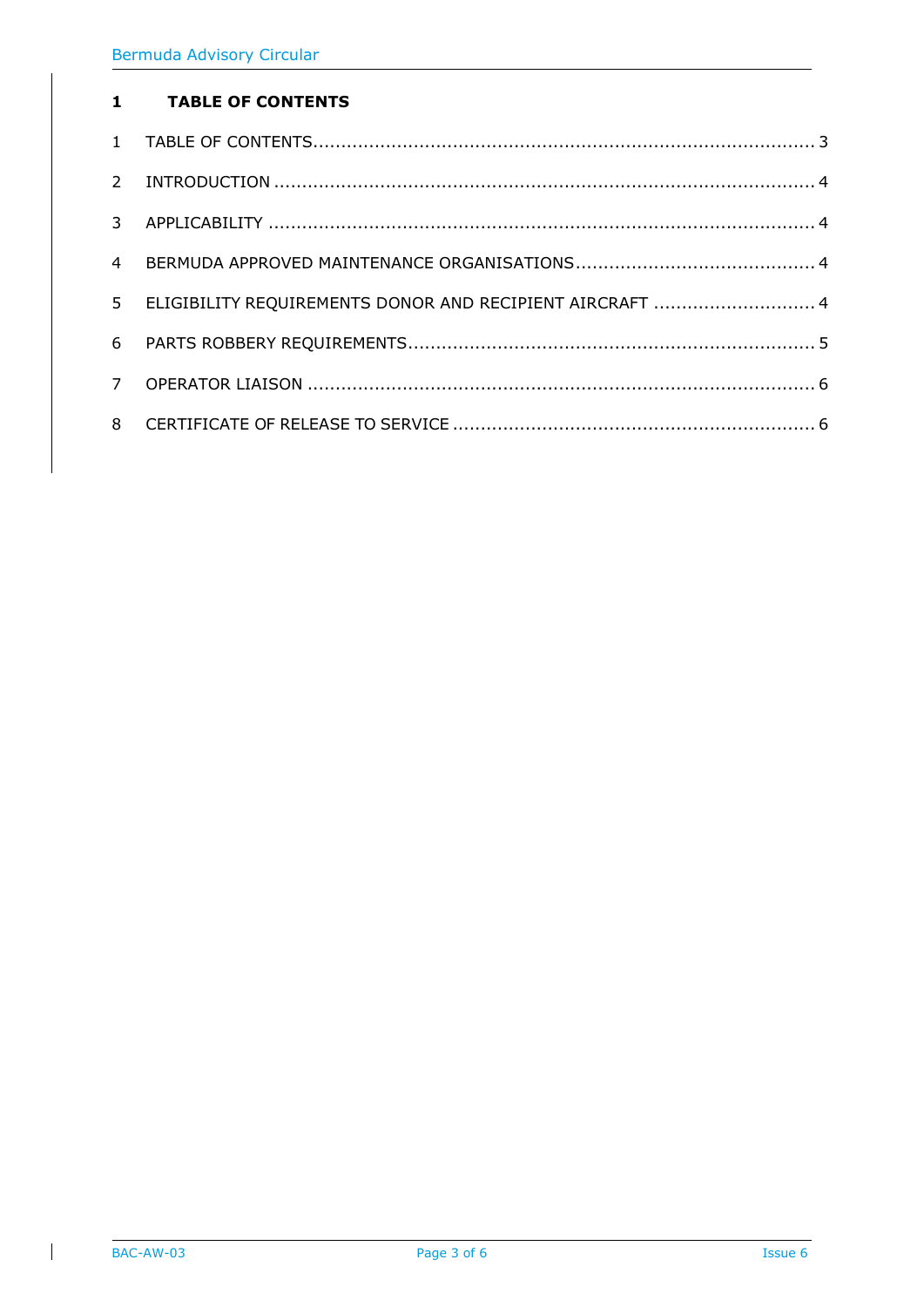# 1 TABLE OF CONTENTS

1 TABLE OF CONTENTS ........................................................................................ 3

2 INTRODUCTION ............................................................................................... 4

3 APPLICABILITY ................................................................................................ 4

4 BERMUDA APPROVED MAINTENANCE ORGANISATIONS ......................................... 4

5 ELIGIBILITY REQUIREMENTS DONOR AND RECIPIENT AIRCRAFT ............................ 4

6 PARTS ROBBERY REQUIREMENTS ....................................................................... 5

7 OPERATOR LIAISON ......................................................................................... 6

8 CERTIFICATE OF RELEASE TO SERVICE ................................................................ 6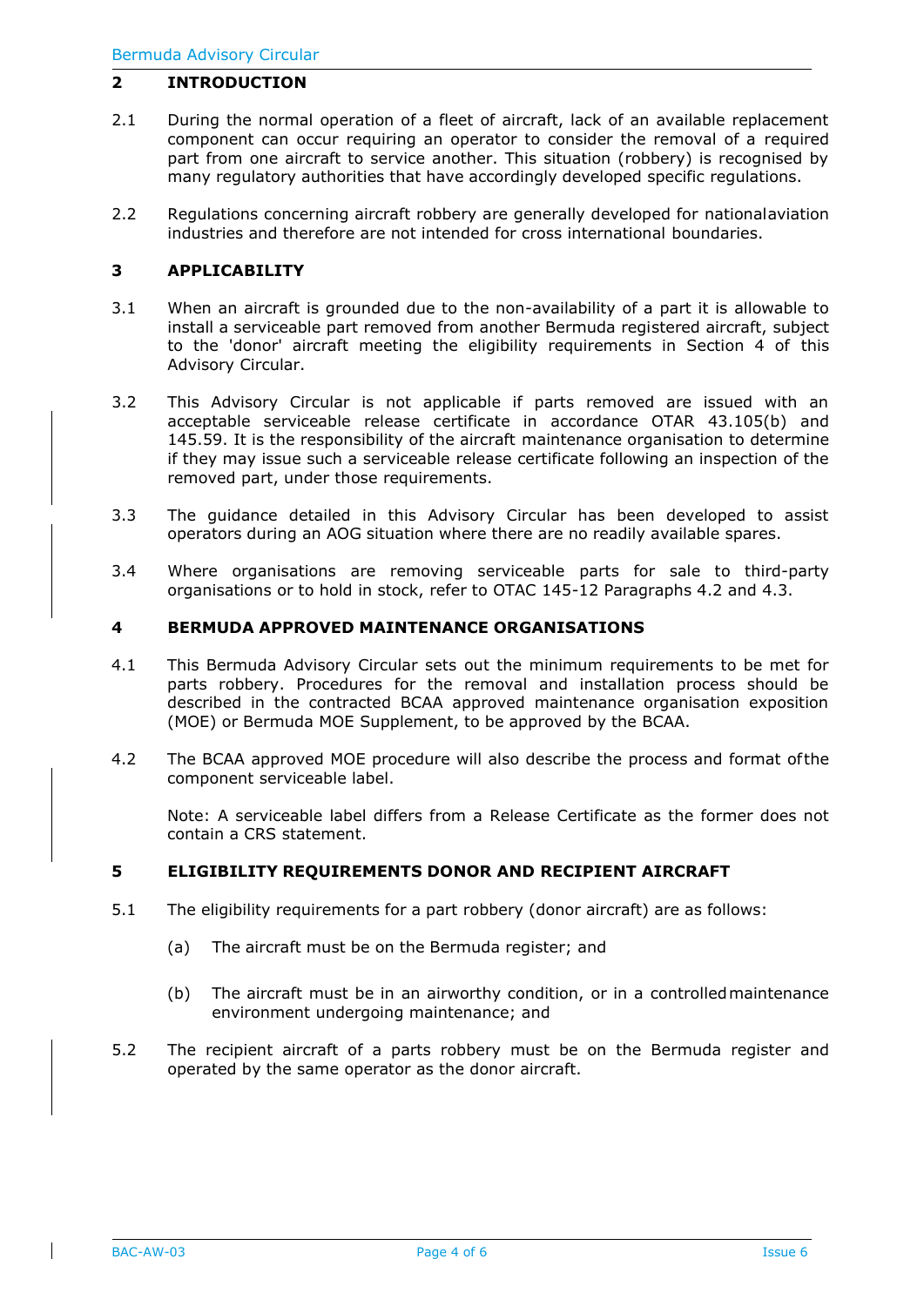## 2 INTRODUCTION

2.1 During the normal operation of a fleet of aircraft, lack of an available replacement component can occur requiring an operator to consider the removal of a required part from one aircraft to service another. This situation (robbery) is recognised by many regulatory authorities that have accordingly developed specific regulations.

2.2 Regulations concerning aircraft robbery are generally developed for national aviation industries and therefore are not intended for cross international boundaries.

## 3 APPLICABILITY

3.1 When an aircraft is grounded due to the non-availability of a part it is allowable to install a serviceable part removed from another Bermuda registered aircraft, subject to the 'donor' aircraft meeting the eligibility requirements in Section 4 of this Advisory Circular.

3.2 This Advisory Circular is not applicable if parts removed are issued with an acceptable serviceable release certificate in accordance OTAR 43.105(b) and 145.59. It is the responsibility of the aircraft maintenance organisation to determine if they may issue such a serviceable release certificate following an inspection of the removed part, under those requirements.

3.3 The guidance detailed in this Advisory Circular has been developed to assist operators during an AOG situation where there are no readily available spares.

3.4 Where organisations are removing serviceable parts for sale to third-party organisations or to hold in stock, refer to OTAC 145-12 Paragraphs 4.2 and 4.3.

## 4 BERMUDA APPROVED MAINTENANCE ORGANISATIONS

4.1 This Bermuda Advisory Circular sets out the minimum requirements to be met for parts robbery. Procedures for the removal and installation process should be described in the contracted BCAA approved maintenance organisation exposition (MOE) or Bermuda MOE Supplement, to be approved by the BCAA.

4.2 The BCAA approved MOE procedure will also describe the process and format of the component serviceable label.

Note: A serviceable label differs from a Release Certificate as the former does not contain a CRS statement.

## 5 ELIGIBILITY REQUIREMENTS DONOR AND RECIPIENT AIRCRAFT

5.1 The eligibility requirements for a part robbery (donor aircraft) are as follows:

(a) The aircraft must be on the Bermuda register; and

(b) The aircraft must be in an airworthy condition, or in a controlled maintenance environment undergoing maintenance; and

5.2 The recipient aircraft of a parts robbery must be on the Bermuda register and operated by the same operator as the donor aircraft.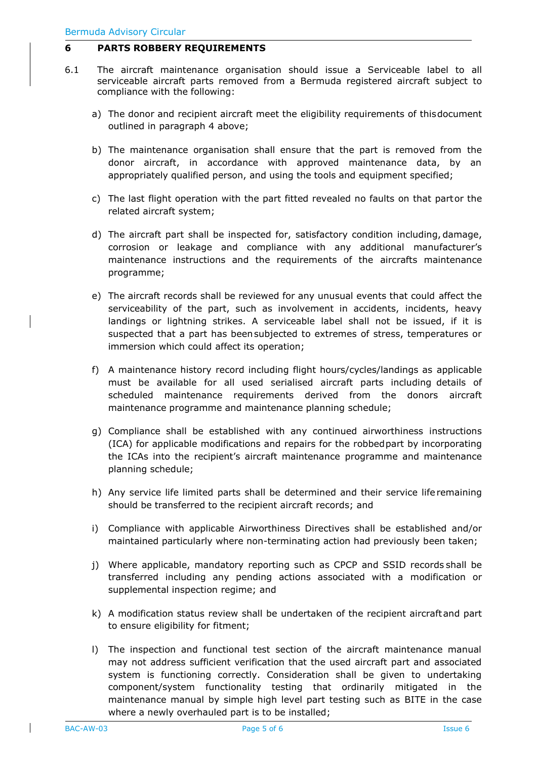## 6 PARTS ROBBERY REQUIREMENTS

6.1 The aircraft maintenance organisation should issue a Serviceable label to all serviceable aircraft parts removed from a Bermuda registered aircraft subject to compliance with the following:

a) The donor and recipient aircraft meet the eligibility requirements of this document outlined in paragraph 4 above;

b) The maintenance organisation shall ensure that the part is removed from the donor aircraft, in accordance with approved maintenance data, by an appropriately qualified person, and using the tools and equipment specified;

c) The last flight operation with the part fitted revealed no faults on that part or the related aircraft system;

d) The aircraft part shall be inspected for, satisfactory condition including, damage, corrosion or leakage and compliance with any additional manufacturer's maintenance instructions and the requirements of the aircrafts maintenance programme;

e) The aircraft records shall be reviewed for any unusual events that could affect the serviceability of the part, such as involvement in accidents, incidents, heavy landings or lightning strikes. A serviceable label shall not be issued, if it is suspected that a part has been subjected to extremes of stress, temperatures or immersion which could affect its operation;

f) A maintenance history record including flight hours/cycles/landings as applicable must be available for all used serialised aircraft parts including details of scheduled maintenance requirements derived from the donors aircraft maintenance programme and maintenance planning schedule;

g) Compliance shall be established with any continued airworthiness instructions (ICA) for applicable modifications and repairs for the robbed part by incorporating the ICAs into the recipient's aircraft maintenance programme and maintenance planning schedule;

h) Any service life limited parts shall be determined and their service life remaining should be transferred to the recipient aircraft records; and

i) Compliance with applicable Airworthiness Directives shall be established and/or maintained particularly where non-terminating action had previously been taken;

j) Where applicable, mandatory reporting such as CPCP and SSID records shall be transferred including any pending actions associated with a modification or supplemental inspection regime; and

k) A modification status review shall be undertaken of the recipient aircraft and part to ensure eligibility for fitment;

l) The inspection and functional test section of the aircraft maintenance manual may not address sufficient verification that the used aircraft part and associated system is functioning correctly. Consideration shall be given to undertaking component/system functionality testing that ordinarily mitigated in the maintenance manual by simple high level part testing such as BITE in the case where a newly overhauled part is to be installed;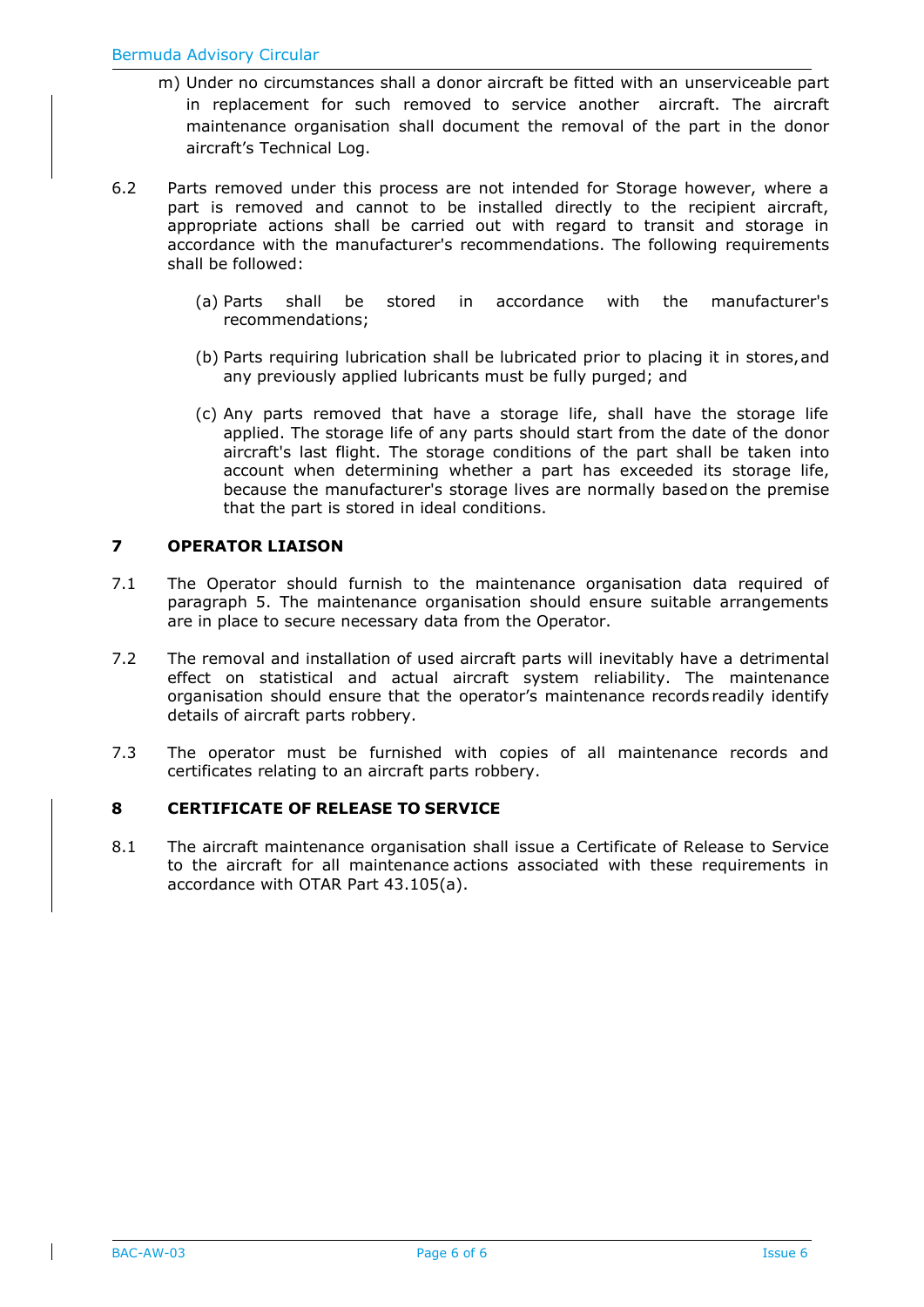m) Under no circumstances shall a donor aircraft be fitted with an unserviceable part in replacement for such removed to service another aircraft. The aircraft maintenance organisation shall document the removal of the part in the donor aircraft's Technical Log.

6.2 Parts removed under this process are not intended for Storage however, where a part is removed and cannot to be installed directly to the recipient aircraft, appropriate actions shall be carried out with regard to transit and storage in accordance with the manufacturer's recommendations. The following requirements shall be followed:

(a) Parts shall be stored in accordance with the manufacturer's recommendations;

(b) Parts requiring lubrication shall be lubricated prior to placing it in stores, and any previously applied lubricants must be fully purged; and

(c) Any parts removed that have a storage life, shall have the storage life applied. The storage life of any parts should start from the date of the donor aircraft's last flight. The storage conditions of the part shall be taken into account when determining whether a part has exceeded its storage life, because the manufacturer's storage lives are normally based on the premise that the part is stored in ideal conditions.

## 7 OPERATOR LIAISON

7.1 The Operator should furnish to the maintenance organisation data required of paragraph 5. The maintenance organisation should ensure suitable arrangements are in place to secure necessary data from the Operator.

7.2 The removal and installation of used aircraft parts will inevitably have a detrimental effect on statistical and actual aircraft system reliability. The maintenance organisation should ensure that the operator's maintenance records readily identify details of aircraft parts robbery.

7.3 The operator must be furnished with copies of all maintenance records and certificates relating to an aircraft parts robbery.

## 8 CERTIFICATE OF RELEASE TO SERVICE

8.1 The aircraft maintenance organisation shall issue a Certificate of Release to Service to the aircraft for all maintenance actions associated with these requirements in accordance with OTAR Part 43.105(a).